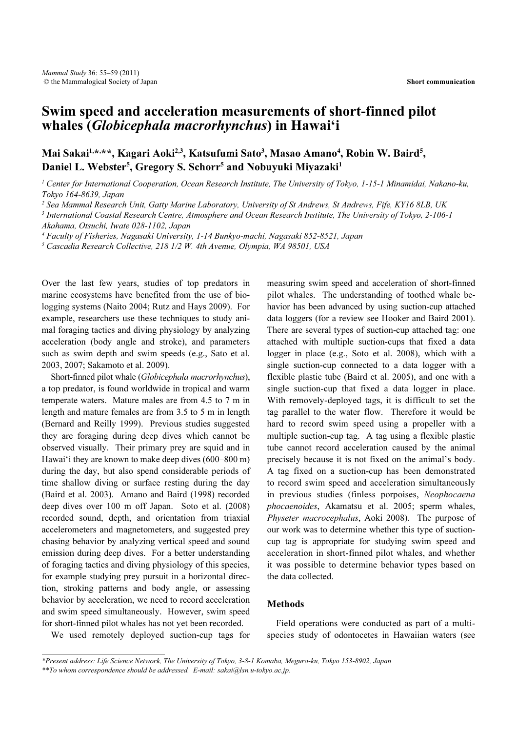Short communication

# Swim speed and acceleration measurements of short-finned pilot whales (*Globicephala macrorhynchus*) in Hawai'i

**Mai Sakai[1,*,**], Kagari Aoki[2,3], Katsufumi Sato[3], Masao Amano[4], Robin W. Baird[5], Daniel L. Webster[5], Gregory S. Schorr[5] and Nobuyuki Miyazaki[1]**

[1] Center for International Cooperation, Ocean Research Institute, The University of Tokyo, 1-15-1 Minamidai, Nakano-ku, Tokyo 164-8639, Japan

[2] Sea Mammal Research Unit, Gatty Marine Laboratory, University of St Andrews, St Andrews, Fife, KY16 8LB, UK

[3] International Coastal Research Centre, Atmosphere and Ocean Research Institute, The University of Tokyo, 2-106-1 Akahama, Otsuchi, Iwate 028-1102, Japan

[4] Faculty of Fisheries, Nagasaki University, 1-14 Bunkyo-machi, Nagasaki 852-8521, Japan

[5] Cascadia Research Collective, 218 1/2 W. 4th Avenue, Olympia, WA 98501, USA

Over the last few years, studies of top predators in marine ecosystems have benefited from the use of bio-logging systems (Naito 2004; Rutz and Hays 2009). For example, researchers use these techniques to study animal foraging tactics and diving physiology by analyzing acceleration (body angle and stroke), and parameters such as swim depth and swim speeds (e.g., Sato et al. 2003, 2007; Sakamoto et al. 2009).

Short-finned pilot whale (*Globicephala macrorhynchus*), a top predator, is found worldwide in tropical and warm temperate waters. Mature males are from 4.5 to 7 m in length and mature females are from 3.5 to 5 m in length (Bernard and Reilly 1999). Previous studies suggested they are foraging during deep dives which cannot be observed visually. Their primary prey are squid and in Hawai'i they are known to make deep dives (600–800 m) during the day, but also spend considerable periods of time shallow diving or surface resting during the day (Baird et al. 2003). Amano and Baird (1998) recorded deep dives over 100 m off Japan. Soto et al. (2008) recorded sound, depth, and orientation from triaxial accelerometers and magnetometers, and suggested prey chasing behavior by analyzing vertical speed and sound emission during deep dives. For a better understanding of foraging tactics and diving physiology of this species, for example studying prey pursuit in a horizontal direction, stroking patterns and body angle, or assessing behavior by acceleration, we need to record acceleration and swim speed simultaneously. However, swim speed for short-finned pilot whales has not yet been recorded.

We used remotely deployed suction-cup tags for measuring swim speed and acceleration of short-finned pilot whales. The understanding of toothed whale behavior has been advanced by using suction-cup attached data loggers (for a review see Hooker and Baird 2001). There are several types of suction-cup attached tag: one attached with multiple suction-cups that fixed a data logger in place (e.g., Soto et al. 2008), which with a single suction-cup connected to a data logger with a flexible plastic tube (Baird et al. 2005), and one with a single suction-cup that fixed a data logger in place. With removely-deployed tags, it is difficult to set the tag parallel to the water flow. Therefore it would be hard to record swim speed using a propeller with a multiple suction-cup tag. A tag using a flexible plastic tube cannot record acceleration caused by the animal precisely because it is not fixed on the animal's body. A tag fixed on a suction-cup has been demonstrated to record swim speed and acceleration simultaneously in previous studies (finless porpoises, *Neophocaena phocaenoides*, Akamatsu et al. 2005; sperm whales, *Physeter macrocephalus*, Aoki 2008). The purpose of our work was to determine whether this type of suction-cup tag is appropriate for studying swim speed and acceleration in short-finned pilot whales, and whether it was possible to determine behavior types based on the data collected.

## Methods

Field operations were conducted as part of a multi-species study of odontocetes in Hawaiian waters (see

*Present address: Life Science Network, The University of Tokyo, 3-8-1 Komaba, Meguro-ku, Tokyo 153-8902, Japan

**To whom correspondence should be addressed. E-mail: sakai@lsn.u-tokyo.ac.jp.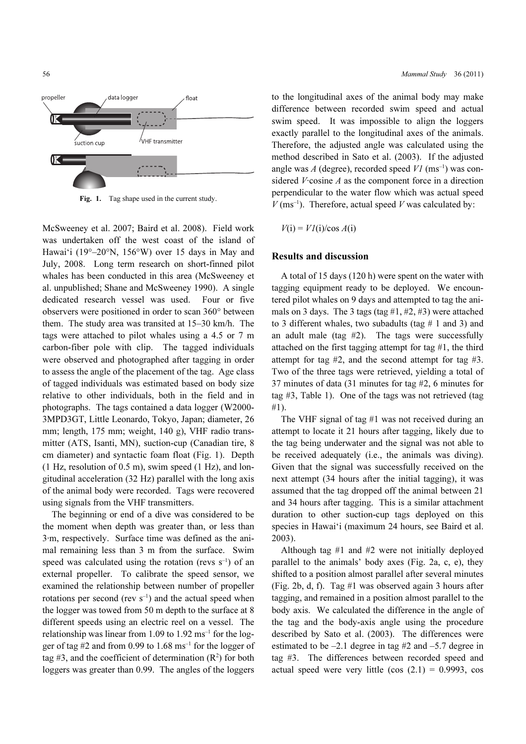Fig. 1. Tag shape used in the current study.

McSweeney et al. 2007; Baird et al. 2008). Field work was undertaken off the west coast of the island of Hawai'i (19°–20°N, 156°W) over 15 days in May and July, 2008. Long term research on short-finned pilot whales has been conducted in this area (McSweeney et al. unpublished; Shane and McSweeney 1990). A single dedicated research vessel was used. Four or five observers were positioned in order to scan 360° between them. The study area was transited at 15–30 km/h. The tags were attached to pilot whales using a 4.5 or 7 m carbon-fiber pole with clip. The tagged individuals were observed and photographed after tagging in order to assess the angle of the placement of the tag. Age class of tagged individuals was estimated based on body size relative to other individuals, both in the field and in photographs. The tags contained a data logger (W2000-3MPD3GT, Little Leonardo, Tokyo, Japan; diameter, 26 mm; length, 175 mm; weight, 140 g), VHF radio transmitter (ATS, Isanti, MN), suction-cup (Canadian tire, 8 cm diameter) and syntactic foam float (Fig. 1). Depth (1 Hz, resolution of 0.5 m), swim speed (1 Hz), and longitudinal acceleration (32 Hz) parallel with the long axis of the animal body were recorded. Tags were recovered using signals from the VHF transmitters.

The beginning or end of a dive was considered to be the moment when depth was greater than, or less than 3·m, respectively. Surface time was defined as the animal remaining less than 3 m from the surface. Swim speed was calculated using the rotation (revs $s^{-1}$) of an external propeller. To calibrate the speed sensor, we examined the relationship between number of propeller rotations per second (rev $s^{-1}$) and the actual speed when the logger was towed from 50 m depth to the surface at 8 different speeds using an electric reel on a vessel. The relationship was linear from 1.09 to 1.92 $ms^{-1}$ for the logger of tag #2 and from 0.99 to 1.68 $ms^{-1}$ for the logger of tag #3, and the coefficient of determination ($R^2$) for both loggers was greater than 0.99. The angles of the loggers to the longitudinal axes of the animal body may make difference between recorded swim speed and actual swim speed. It was impossible to align the loggers exactly parallel to the longitudinal axes of the animals. Therefore, the adjusted angle was calculated using the method described in Sato et al. (2003). If the adjusted angle was $A$ (degree), recorded speed $V1$ ($ms^{-1}$) was considered $V \cdot$cosine $A$ as the component force in a direction perpendicular to the water flow which was actual speed $V$ ($ms^{-1}$). Therefore, actual speed $V$ was calculated by:

$$V(\mathrm{i}) = V1(\mathrm{i})/\cos A(\mathrm{i})$$

## Results and discussion

A total of 15 days (120 h) were spent on the water with tagging equipment ready to be deployed. We encountered pilot whales on 9 days and attempted to tag the animals on 3 days. The 3 tags (tag #1, #2, #3) were attached to 3 different whales, two subadults (tag # 1 and 3) and an adult male (tag #2). The tags were successfully attached on the first tagging attempt for tag #1, the third attempt for tag #2, and the second attempt for tag #3. Two of the three tags were retrieved, yielding a total of 37 minutes of data (31 minutes for tag #2, 6 minutes for tag #3, Table 1). One of the tags was not retrieved (tag #1).

The VHF signal of tag #1 was not received during an attempt to locate it 21 hours after tagging, likely due to the tag being underwater and the signal was not able to be received adequately (i.e., the animals was diving). Given that the signal was successfully received on the next attempt (34 hours after the initial tagging), it was assumed that the tag dropped off the animal between 21 and 34 hours after tagging. This is a similar attachment duration to other suction-cup tags deployed on this species in Hawai'i (maximum 24 hours, see Baird et al. 2003).

Although tag #1 and #2 were not initially deployed parallel to the animals' body axes (Fig. 2a, c, e), they shifted to a position almost parallel after several minutes (Fig. 2b, d, f). Tag #1 was observed again 3 hours after tagging, and remained in a position almost parallel to the body axis. We calculated the difference in the angle of the tag and the body-axis angle using the procedure described by Sato et al. (2003). The differences were estimated to be –2.1 degree in tag #2 and –5.7 degree in tag #3. The differences between recorded speed and actual speed were very little (cos (2.1) = 0.9993, cos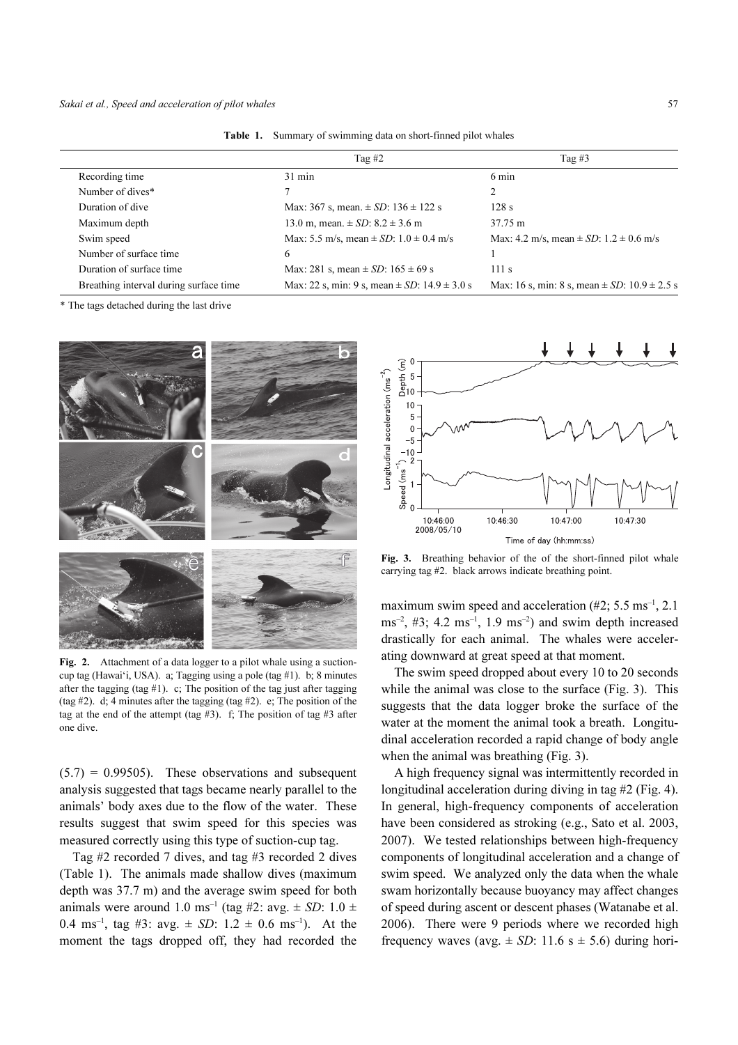**Table 1.** Summary of swimming data on short-finned pilot whales

| | Tag #2 | Tag #3 |
|---|---|---|
| Recording time | 31 min | 6 min |
| Number of dives* | 7 | 2 |
| Duration of dive | Max: 367 s, mean. ± *SD*: 136 ± 122 s | 128 s |
| Maximum depth | 13.0 m, mean. ± *SD*: 8.2 ± 3.6 m | 37.75 m |
| Swim speed | Max: 5.5 m/s, mean ± *SD*: 1.0 ± 0.4 m/s | Max: 4.2 m/s, mean ± *SD*: 1.2 ± 0.6 m/s |
| Number of surface time | 6 | 1 |
| Duration of surface time | Max: 281 s, mean ± *SD*: 165 ± 69 s | 111 s |
| Breathing interval during surface time | Max: 22 s, min: 9 s, mean ± *SD*: 14.9 ± 3.0 s | Max: 16 s, min: 8 s, mean ± *SD*: 10.9 ± 2.5 s |

\* The tags detached during the last drive

**Fig. 2.** Attachment of a data logger to a pilot whale using a suction-cup tag (Hawai'i, USA). a; Tagging using a pole (tag #1). b; 8 minutes after the tagging (tag #1). c; The position of the tag just after tagging (tag #2). d; 4 minutes after the tagging (tag #2). e; The position of the tag at the end of the attempt (tag #3). f; The position of tag #3 after one dive.

**Fig. 3.** Breathing behavior of the of the short-finned pilot whale carrying tag #2. black arrows indicate breathing point.

$(5.7) = 0.99505$). These observations and subsequent analysis suggested that tags became nearly parallel to the animals' body axes due to the flow of the water. These results suggest that swim speed for this species was measured correctly using this type of suction-cup tag.

Tag #2 recorded 7 dives, and tag #3 recorded 2 dives (Table 1). The animals made shallow dives (maximum depth was 37.7 m) and the average swim speed for both animals were around 1.0 $ms^{-1}$ (tag #2: avg. ± *SD*: 1.0 ± 0.4 $ms^{-1}$, tag #3: avg. ± *SD*: 1.2 ± 0.6 $ms^{-1}$). At the moment the tags dropped off, they had recorded the maximum swim speed and acceleration (#2; 5.5 $ms^{-1}$, 2.1 $ms^{-2}$, #3; 4.2 $ms^{-1}$, 1.9 $ms^{-2}$) and swim depth increased drastically for each animal. The whales were accelerating downward at great speed at that moment.

The swim speed dropped about every 10 to 20 seconds while the animal was close to the surface (Fig. 3). This suggests that the data logger broke the surface of the water at the moment the animal took a breath. Longitudinal acceleration recorded a rapid change of body angle when the animal was breathing (Fig. 3).

A high frequency signal was intermittently recorded in longitudinal acceleration during diving in tag #2 (Fig. 4). In general, high-frequency components of acceleration have been considered as stroking (e.g., Sato et al. 2003, 2007). We tested relationships between high-frequency components of longitudinal acceleration and a change of swim speed. We analyzed only the data when the whale swam horizontally because buoyancy may affect changes of speed during ascent or descent phases (Watanabe et al. 2006). There were 9 periods where we recorded high frequency waves (avg. ± *SD*: 11.6 s ± 5.6) during hori-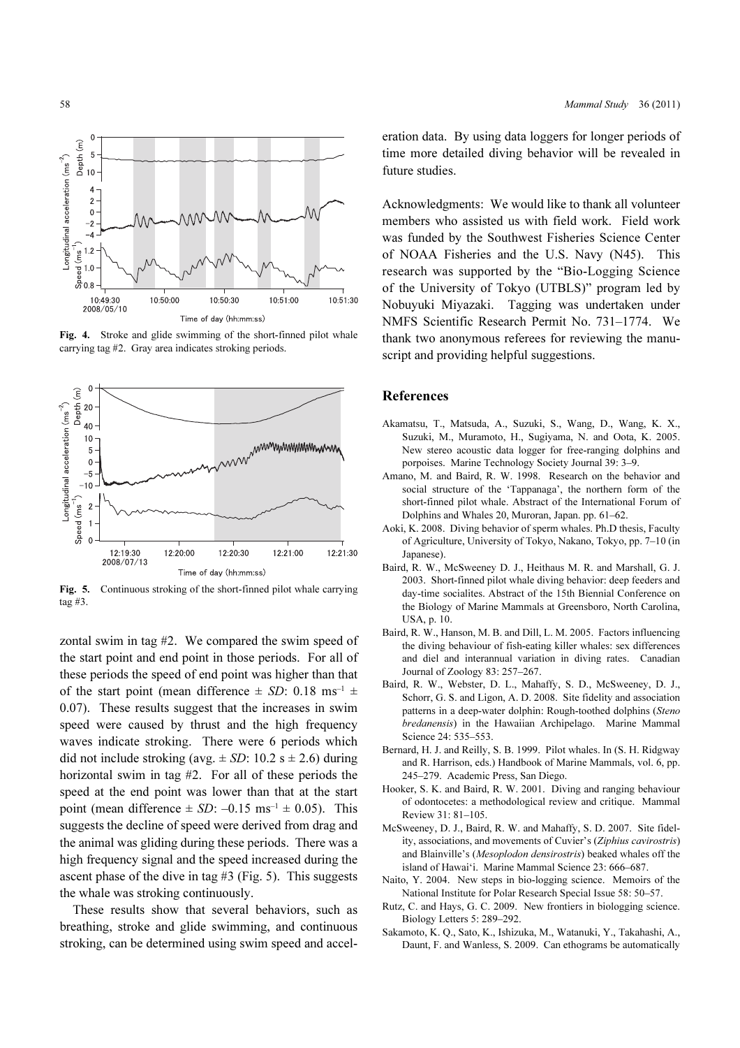Fig. 4. Stroke and glide swimming of the short-finned pilot whale carrying tag #2. Gray area indicates stroking periods.

Fig. 5. Continuous stroking of the short-finned pilot whale carrying tag #3.

zontal swim in tag #2. We compared the swim speed of the start point and end point in those periods. For all of these periods the speed of end point was higher than that of the start point (mean difference ± *SD*: 0.18 ms$^{-1}$ ± 0.07). These results suggest that the increases in swim speed were caused by thrust and the high frequency waves indicate stroking. There were 6 periods which did not include stroking (avg. ± *SD*: 10.2 s ± 2.6) during horizontal swim in tag #2. For all of these periods the speed at the end point was lower than that at the start point (mean difference ± *SD*: –0.15 ms$^{-1}$ ± 0.05). This suggests the decline of speed were derived from drag and the animal was gliding during these periods. There was a high frequency signal and the speed increased during the ascent phase of the dive in tag #3 (Fig. 5). This suggests the whale was stroking continuously.

These results show that several behaviors, such as breathing, stroke and glide swimming, and continuous stroking, can be determined using swim speed and acceleration data. By using data loggers for longer periods of time more detailed diving behavior will be revealed in future studies.

Acknowledgments: We would like to thank all volunteer members who assisted us with field work. Field work was funded by the Southwest Fisheries Science Center of NOAA Fisheries and the U.S. Navy (N45). This research was supported by the "Bio-Logging Science of the University of Tokyo (UTBLS)" program led by Nobuyuki Miyazaki. Tagging was undertaken under NMFS Scientific Research Permit No. 731–1774. We thank two anonymous referees for reviewing the manuscript and providing helpful suggestions.

## References

Akamatsu, T., Matsuda, A., Suzuki, S., Wang, D., Wang, K. X., Suzuki, M., Muramoto, H., Sugiyama, N. and Oota, K. 2005. New stereo acoustic data logger for free-ranging dolphins and porpoises. Marine Technology Society Journal 39: 3–9.

Amano, M. and Baird, R. W. 1998. Research on the behavior and social structure of the 'Tappanaga', the northern form of the short-finned pilot whale. Abstract of the International Forum of Dolphins and Whales 20, Muroran, Japan. pp. 61–62.

Aoki, K. 2008. Diving behavior of sperm whales. Ph.D thesis, Faculty of Agriculture, University of Tokyo, Nakano, Tokyo, pp. 7–10 (in Japanese).

Baird, R. W., McSweeney D. J., Heithaus M. R. and Marshall, G. J. 2003. Short-finned pilot whale diving behavior: deep feeders and day-time socialites. Abstract of the 15th Biennial Conference on the Biology of Marine Mammals at Greensboro, North Carolina, USA, p. 10.

Baird, R. W., Hanson, M. B. and Dill, L. M. 2005. Factors influencing the diving behaviour of fish-eating killer whales: sex differences and diel and interannual variation in diving rates. Canadian Journal of Zoology 83: 257–267.

Baird, R. W., Webster, D. L., Mahaffy, S. D., McSweeney, D. J., Schorr, G. S. and Ligon, A. D. 2008. Site fidelity and association patterns in a deep-water dolphin: Rough-toothed dolphins (*Steno bredanensis*) in the Hawaiian Archipelago. Marine Mammal Science 24: 535–553.

Bernard, H. J. and Reilly, S. B. 1999. Pilot whales. In (S. H. Ridgway and R. Harrison, eds.) Handbook of Marine Mammals, vol. 6, pp. 245–279. Academic Press, San Diego.

Hooker, S. K. and Baird, R. W. 2001. Diving and ranging behaviour of odontocetes: a methodological review and critique. Mammal Review 31: 81–105.

McSweeney, D. J., Baird, R. W. and Mahaffy, S. D. 2007. Site fidelity, associations, and movements of Cuvier's (*Ziphius cavirostris*) and Blainville's (*Mesoplodon densirostris*) beaked whales off the island of Hawai'i. Marine Mammal Science 23: 666–687.

Naito, Y. 2004. New steps in bio-logging science. Memoirs of the National Institute for Polar Research Special Issue 58: 50–57.

Rutz, C. and Hays, G. C. 2009. New frontiers in biologging science. Biology Letters 5: 289–292.

Sakamoto, K. Q., Sato, K., Ishizuka, M., Watanuki, Y., Takahashi, A., Daunt, F. and Wanless, S. 2009. Can ethograms be automatically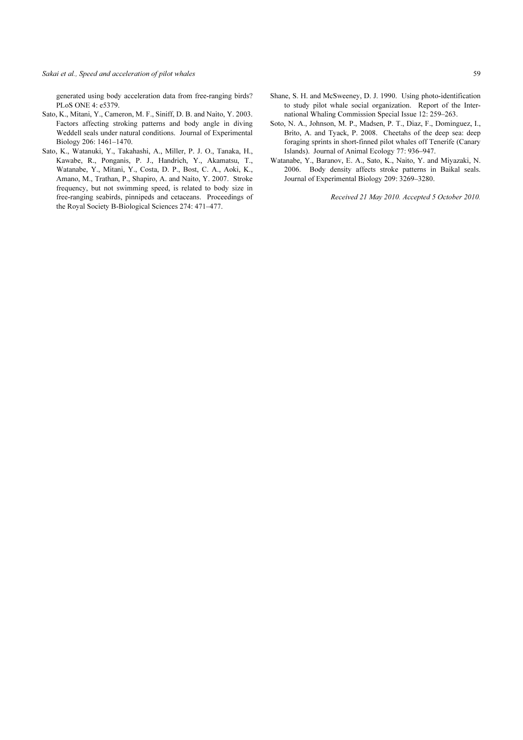generated using body acceleration data from free-ranging birds? PLoS ONE 4: e5379.

Sato, K., Mitani, Y., Cameron, M. F., Siniff, D. B. and Naito, Y. 2003. Factors affecting stroking patterns and body angle in diving Weddell seals under natural conditions. Journal of Experimental Biology 206: 1461–1470.

Sato, K., Watanuki, Y., Takahashi, A., Miller, P. J. O., Tanaka, H., Kawabe, R., Ponganis, P. J., Handrich, Y., Akamatsu, T., Watanabe, Y., Mitani, Y., Costa, D. P., Bost, C. A., Aoki, K., Amano, M., Trathan, P., Shapiro, A. and Naito, Y. 2007. Stroke frequency, but not swimming speed, is related to body size in free-ranging seabirds, pinnipeds and cetaceans. Proceedings of the Royal Society B-Biological Sciences 274: 471–477.

Shane, S. H. and McSweeney, D. J. 1990. Using photo-identification to study pilot whale social organization. Report of the International Whaling Commission Special Issue 12: 259–263.

Soto, N. A., Johnson, M. P., Madsen, P. T., Diaz, F., Dominguez, I., Brito, A. and Tyack, P. 2008. Cheetahs of the deep sea: deep foraging sprints in short-finned pilot whales off Tenerife (Canary Islands). Journal of Animal Ecology 77: 936–947.

Watanabe, Y., Baranov, E. A., Sato, K., Naito, Y. and Miyazaki, N. 2006. Body density affects stroke patterns in Baikal seals. Journal of Experimental Biology 209: 3269–3280.

*Received 21 May 2010. Accepted 5 October 2010.*